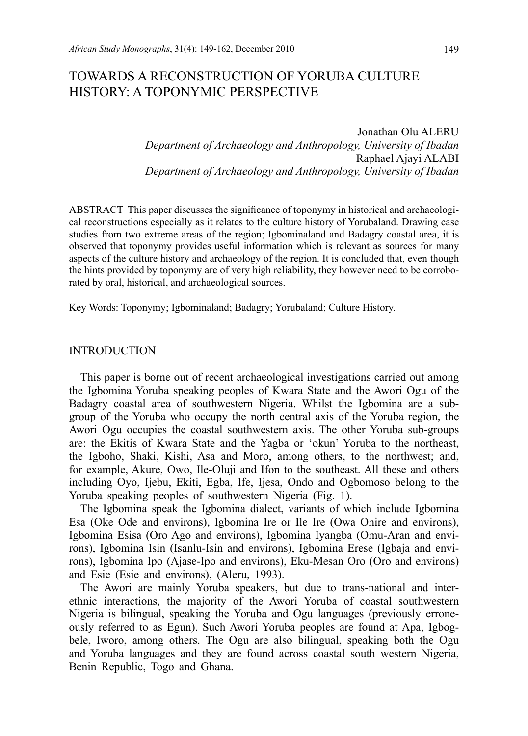# TOWARDS A RECONSTRUCTION OF YORUBA CULTURE HISTORY: A TOPONYMIC PERSPECTIVE

Jonathan Olu ALERU
*Department of Archaeology and Anthropology, University of Ibadan*
Raphael Ajayi ALABI
*Department of Archaeology and Anthropology, University of Ibadan*

ABSTRACT This paper discusses the significance of toponymy in historical and archaeological reconstructions especially as it relates to the culture history of Yorubaland. Drawing case studies from two extreme areas of the region; Igbominaland and Badagry coastal area, it is observed that toponymy provides useful information which is relevant as sources for many aspects of the culture history and archaeology of the region. It is concluded that, even though the hints provided by toponymy are of very high reliability, they however need to be corroborated by oral, historical, and archaeological sources.

Key Words: Toponymy; Igbominaland; Badagry; Yorubaland; Culture History.

## INTRODUCTION

This paper is borne out of recent archaeological investigations carried out among the Igbomina Yoruba speaking peoples of Kwara State and the Awori Ogu of the Badagry coastal area of southwestern Nigeria. Whilst the Igbomina are a subgroup of the Yoruba who occupy the north central axis of the Yoruba region, the Awori Ogu occupies the coastal southwestern axis. The other Yoruba sub-groups are: the Ekitis of Kwara State and the Yagba or 'okun' Yoruba to the northeast, the Igboho, Shaki, Kishi, Asa and Moro, among others, to the northwest; and, for example, Akure, Owo, Ile-Oluji and Ifon to the southeast. All these and others including Oyo, Ijebu, Ekiti, Egba, Ife, Ijesa, Ondo and Ogbomoso belong to the Yoruba speaking peoples of southwestern Nigeria (Fig. 1).

The Igbomina speak the Igbomina dialect, variants of which include Igbomina Esa (Oke Ode and environs), Igbomina Ire or Ile Ire (Owa Onire and environs), Igbomina Esisa (Oro Ago and environs), Igbomina Iyangba (Omu-Aran and environs), Igbomina Isin (Isanlu-Isin and environs), Igbomina Erese (Igbaja and environs), Igbomina Ipo (Ajase-Ipo and environs), Eku-Mesan Oro (Oro and environs) and Esie (Esie and environs), (Aleru, 1993).

The Awori are mainly Yoruba speakers, but due to trans-national and inter-ethnic interactions, the majority of the Awori Yoruba of coastal southwestern Nigeria is bilingual, speaking the Yoruba and Ogu languages (previously erroneously referred to as Egun). Such Awori Yoruba peoples are found at Apa, Igbogbele, Iworo, among others. The Ogu are also bilingual, speaking both the Ogu and Yoruba languages and they are found across coastal south western Nigeria, Benin Republic, Togo and Ghana.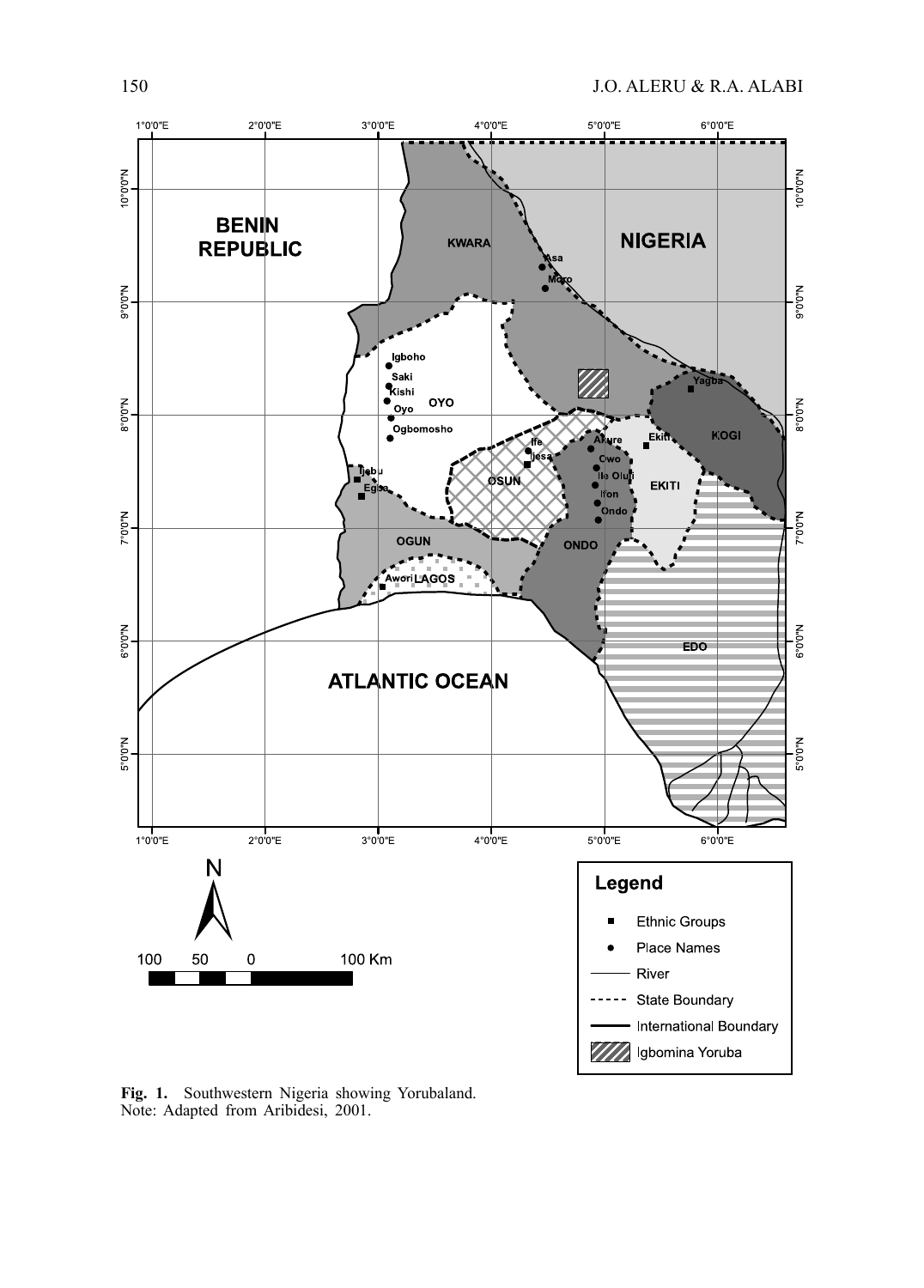**Fig. 1.** Southwestern Nigeria showing Yorubaland.
Note: Adapted from Aribidesi, 2001.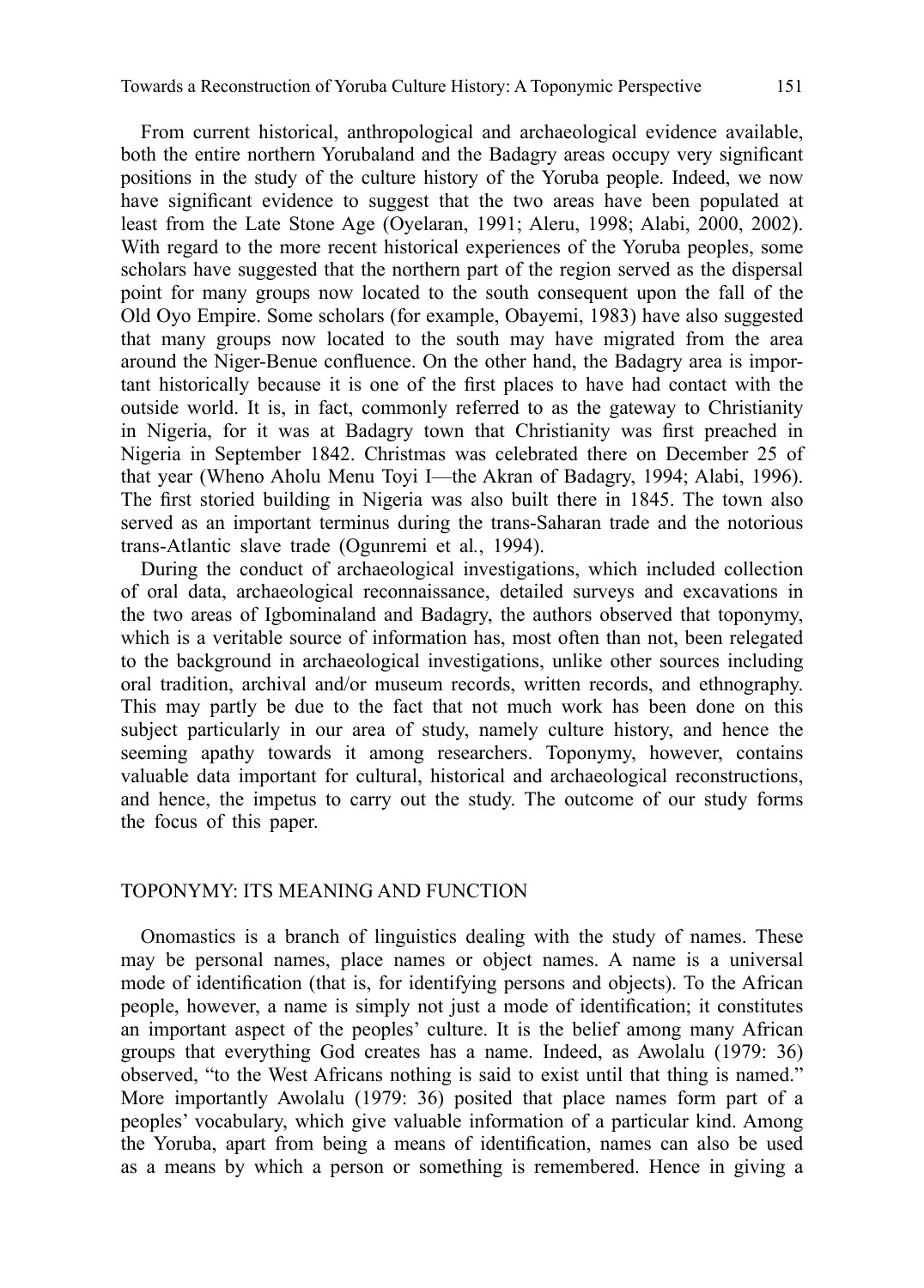From current historical, anthropological and archaeological evidence available, both the entire northern Yorubaland and the Badagry areas occupy very significant positions in the study of the culture history of the Yoruba people. Indeed, we now have significant evidence to suggest that the two areas have been populated at least from the Late Stone Age (Oyelaran, 1991; Aleru, 1998; Alabi, 2000, 2002). With regard to the more recent historical experiences of the Yoruba peoples, some scholars have suggested that the northern part of the region served as the dispersal point for many groups now located to the south consequent upon the fall of the Old Oyo Empire. Some scholars (for example, Obayemi, 1983) have also suggested that many groups now located to the south may have migrated from the area around the Niger-Benue confluence. On the other hand, the Badagry area is important historically because it is one of the first places to have had contact with the outside world. It is, in fact, commonly referred to as the gateway to Christianity in Nigeria, for it was at Badagry town that Christianity was first preached in Nigeria in September 1842. Christmas was celebrated there on December 25 of that year (Wheno Aholu Menu Toyi I—the Akran of Badagry, 1994; Alabi, 1996). The first storied building in Nigeria was also built there in 1845. The town also served as an important terminus during the trans-Saharan trade and the notorious trans-Atlantic slave trade (Ogunremi et al., 1994).

During the conduct of archaeological investigations, which included collection of oral data, archaeological reconnaissance, detailed surveys and excavations in the two areas of Igbominaland and Badagry, the authors observed that toponymy, which is a veritable source of information has, most often than not, been relegated to the background in archaeological investigations, unlike other sources including oral tradition, archival and/or museum records, written records, and ethnography. This may partly be due to the fact that not much work has been done on this subject particularly in our area of study, namely culture history, and hence the seeming apathy towards it among researchers. Toponymy, however, contains valuable data important for cultural, historical and archaeological reconstructions, and hence, the impetus to carry out the study. The outcome of our study forms the focus of this paper.

## TOPONYMY: ITS MEANING AND FUNCTION

Onomastics is a branch of linguistics dealing with the study of names. These may be personal names, place names or object names. A name is a universal mode of identification (that is, for identifying persons and objects). To the African people, however, a name is simply not just a mode of identification; it constitutes an important aspect of the peoples' culture. It is the belief among many African groups that everything God creates has a name. Indeed, as Awolalu (1979: 36) observed, "to the West Africans nothing is said to exist until that thing is named." More importantly Awolalu (1979: 36) posited that place names form part of a peoples' vocabulary, which give valuable information of a particular kind. Among the Yoruba, apart from being a means of identification, names can also be used as a means by which a person or something is remembered. Hence in giving a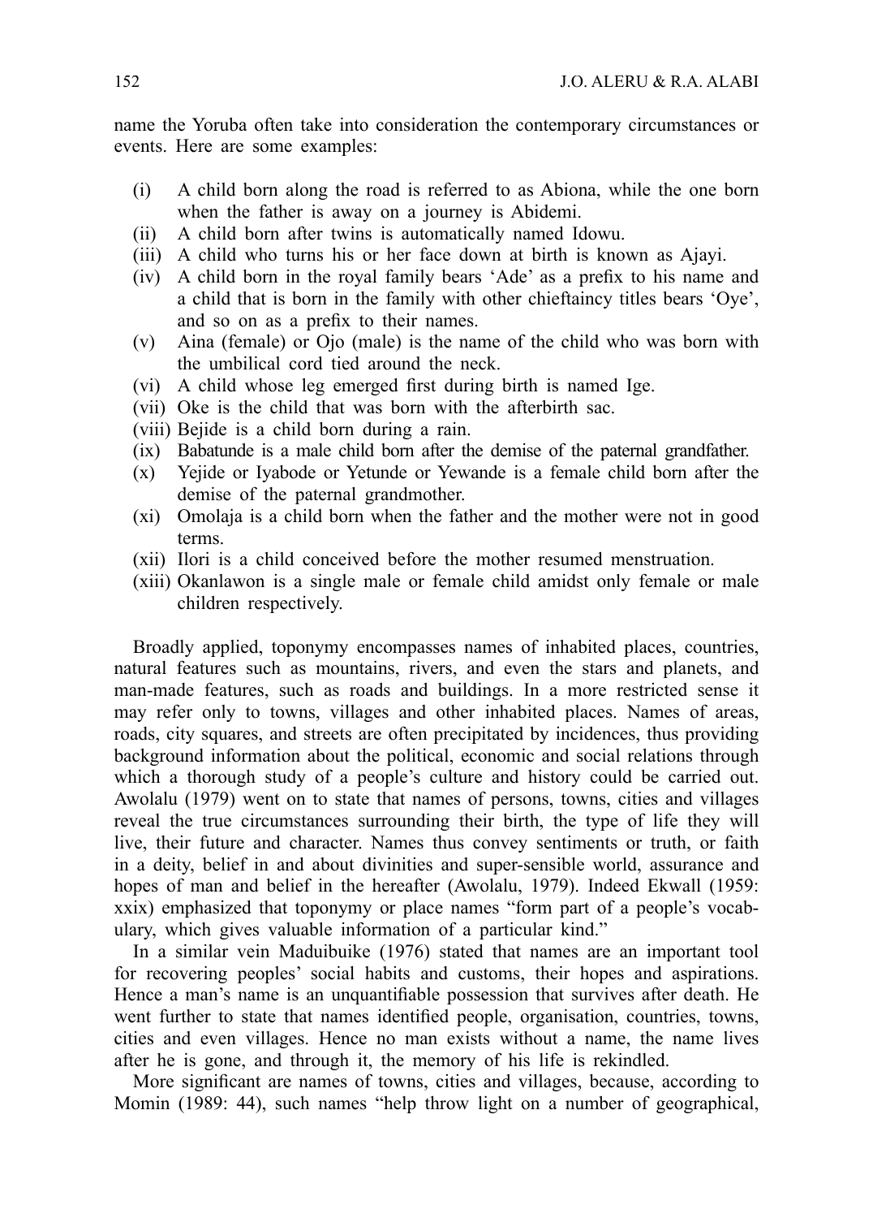name the Yoruba often take into consideration the contemporary circumstances or events. Here are some examples:

- (i) A child born along the road is referred to as Abiona, while the one born when the father is away on a journey is Abidemi.
- (ii) A child born after twins is automatically named Idowu.
- (iii) A child who turns his or her face down at birth is known as Ajayi.
- (iv) A child born in the royal family bears 'Ade' as a prefix to his name and a child that is born in the family with other chieftaincy titles bears 'Oye', and so on as a prefix to their names.
- (v) Aina (female) or Ojo (male) is the name of the child who was born with the umbilical cord tied around the neck.
- (vi) A child whose leg emerged first during birth is named Ige.
- (vii) Oke is the child that was born with the afterbirth sac.
- (viii) Bejide is a child born during a rain.
- (ix) Babatunde is a male child born after the demise of the paternal grandfather.
- (x) Yejide or Iyabode or Yetunde or Yewande is a female child born after the demise of the paternal grandmother.
- (xi) Omolaja is a child born when the father and the mother were not in good terms.
- (xii) Ilori is a child conceived before the mother resumed menstruation.
- (xiii) Okanlawon is a single male or female child amidst only female or male children respectively.

Broadly applied, toponymy encompasses names of inhabited places, countries, natural features such as mountains, rivers, and even the stars and planets, and man-made features, such as roads and buildings. In a more restricted sense it may refer only to towns, villages and other inhabited places. Names of areas, roads, city squares, and streets are often precipitated by incidences, thus providing background information about the political, economic and social relations through which a thorough study of a people's culture and history could be carried out. Awolalu (1979) went on to state that names of persons, towns, cities and villages reveal the true circumstances surrounding their birth, the type of life they will live, their future and character. Names thus convey sentiments or truth, or faith in a deity, belief in and about divinities and super-sensible world, assurance and hopes of man and belief in the hereafter (Awolalu, 1979). Indeed Ekwall (1959: xxix) emphasized that toponymy or place names "form part of a people's vocabulary, which gives valuable information of a particular kind."

In a similar vein Maduibuike (1976) stated that names are an important tool for recovering peoples' social habits and customs, their hopes and aspirations. Hence a man's name is an unquantifiable possession that survives after death. He went further to state that names identified people, organisation, countries, towns, cities and even villages. Hence no man exists without a name, the name lives after he is gone, and through it, the memory of his life is rekindled.

More significant are names of towns, cities and villages, because, according to Momin (1989: 44), such names "help throw light on a number of geographical,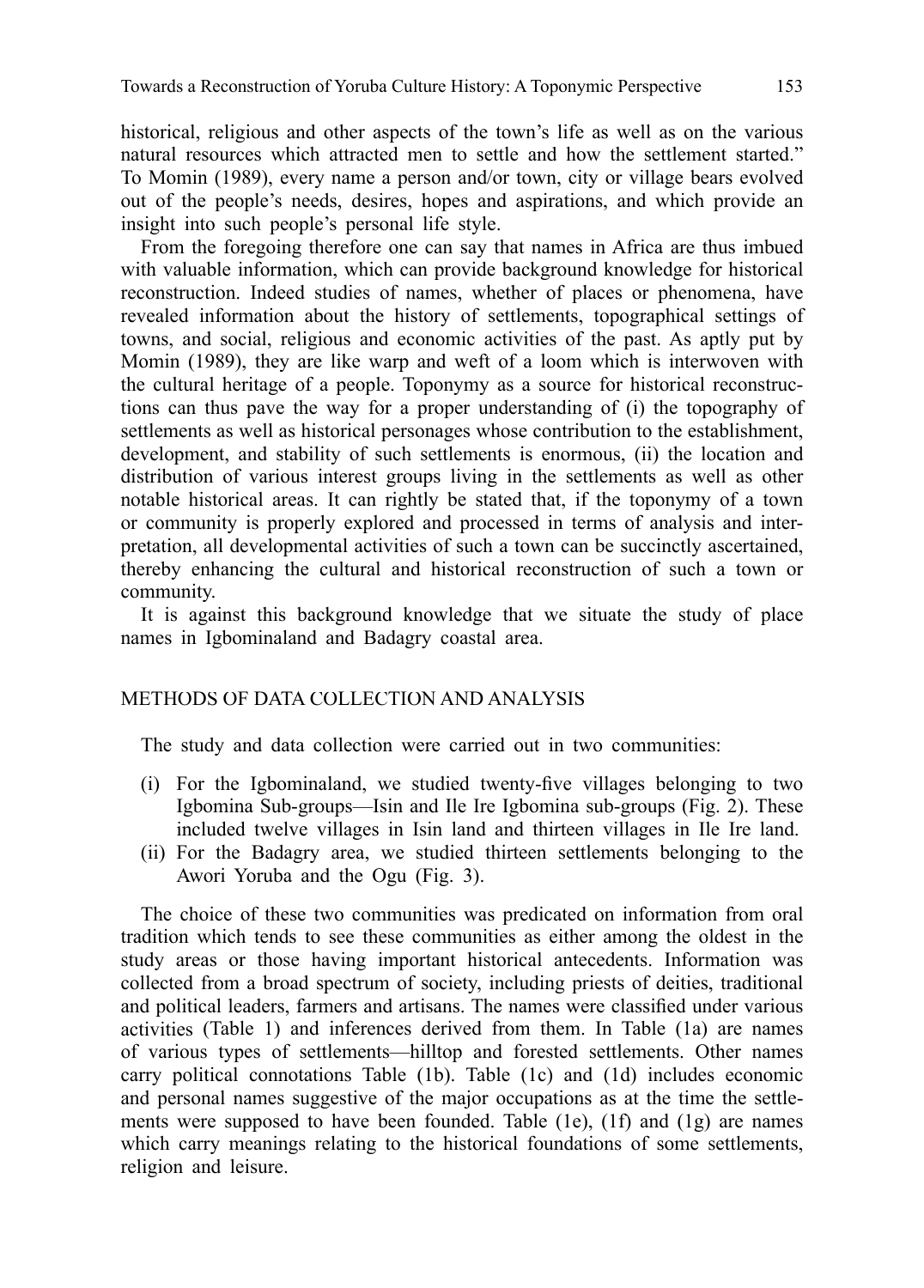historical, religious and other aspects of the town's life as well as on the various natural resources which attracted men to settle and how the settlement started." To Momin (1989), every name a person and/or town, city or village bears evolved out of the people's needs, desires, hopes and aspirations, and which provide an insight into such people's personal life style.

From the foregoing therefore one can say that names in Africa are thus imbued with valuable information, which can provide background knowledge for historical reconstruction. Indeed studies of names, whether of places or phenomena, have revealed information about the history of settlements, topographical settings of towns, and social, religious and economic activities of the past. As aptly put by Momin (1989), they are like warp and weft of a loom which is interwoven with the cultural heritage of a people. Toponymy as a source for historical reconstructions can thus pave the way for a proper understanding of (i) the topography of settlements as well as historical personages whose contribution to the establishment, development, and stability of such settlements is enormous, (ii) the location and distribution of various interest groups living in the settlements as well as other notable historical areas. It can rightly be stated that, if the toponymy of a town or community is properly explored and processed in terms of analysis and interpretation, all developmental activities of such a town can be succinctly ascertained, thereby enhancing the cultural and historical reconstruction of such a town or community.

It is against this background knowledge that we situate the study of place names in Igbominaland and Badagry coastal area.

## METHODS OF DATA COLLECTION AND ANALYSIS

The study and data collection were carried out in two communities:

(i) For the Igbominaland, we studied twenty-five villages belonging to two Igbomina Sub-groups—Isin and Ile Ire Igbomina sub-groups (Fig. 2). These included twelve villages in Isin land and thirteen villages in Ile Ire land.
(ii) For the Badagry area, we studied thirteen settlements belonging to the Awori Yoruba and the Ogu (Fig. 3).

The choice of these two communities was predicated on information from oral tradition which tends to see these communities as either among the oldest in the study areas or those having important historical antecedents. Information was collected from a broad spectrum of society, including priests of deities, traditional and political leaders, farmers and artisans. The names were classified under various activities (Table 1) and inferences derived from them. In Table (1a) are names of various types of settlements—hilltop and forested settlements. Other names carry political connotations Table (1b). Table (1c) and (1d) includes economic and personal names suggestive of the major occupations as at the time the settlements were supposed to have been founded. Table (1e), (1f) and (1g) are names which carry meanings relating to the historical foundations of some settlements, religion and leisure.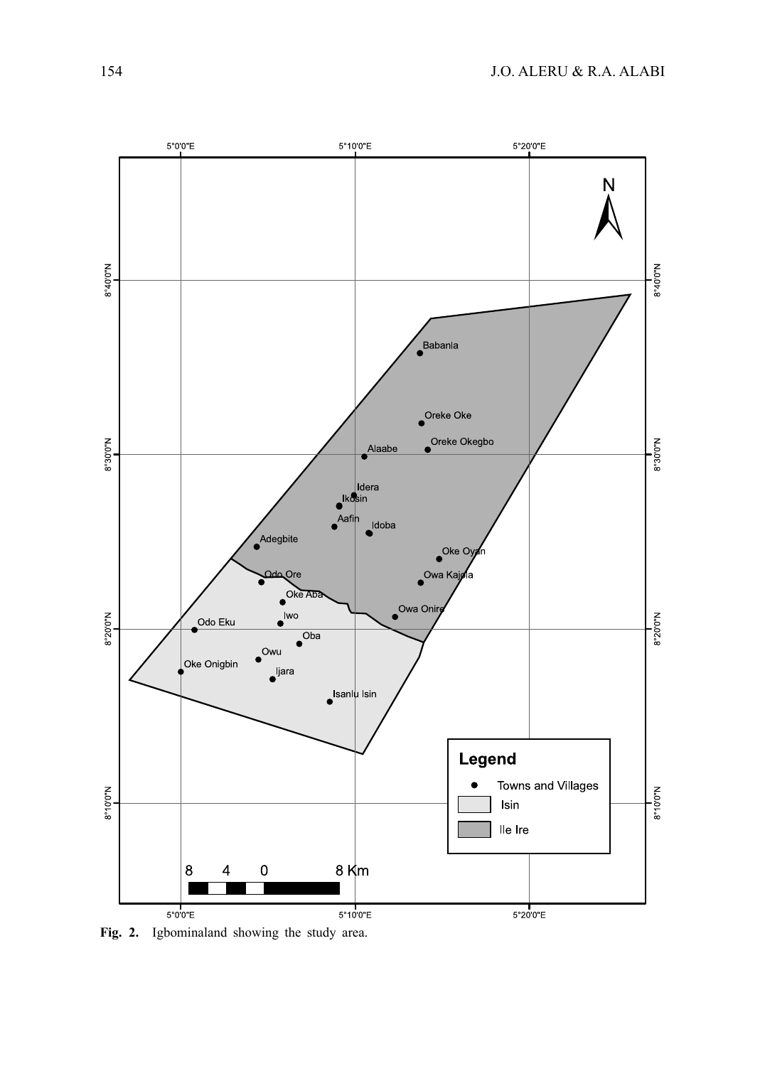**Fig. 2.** Igbominaland showing the study area.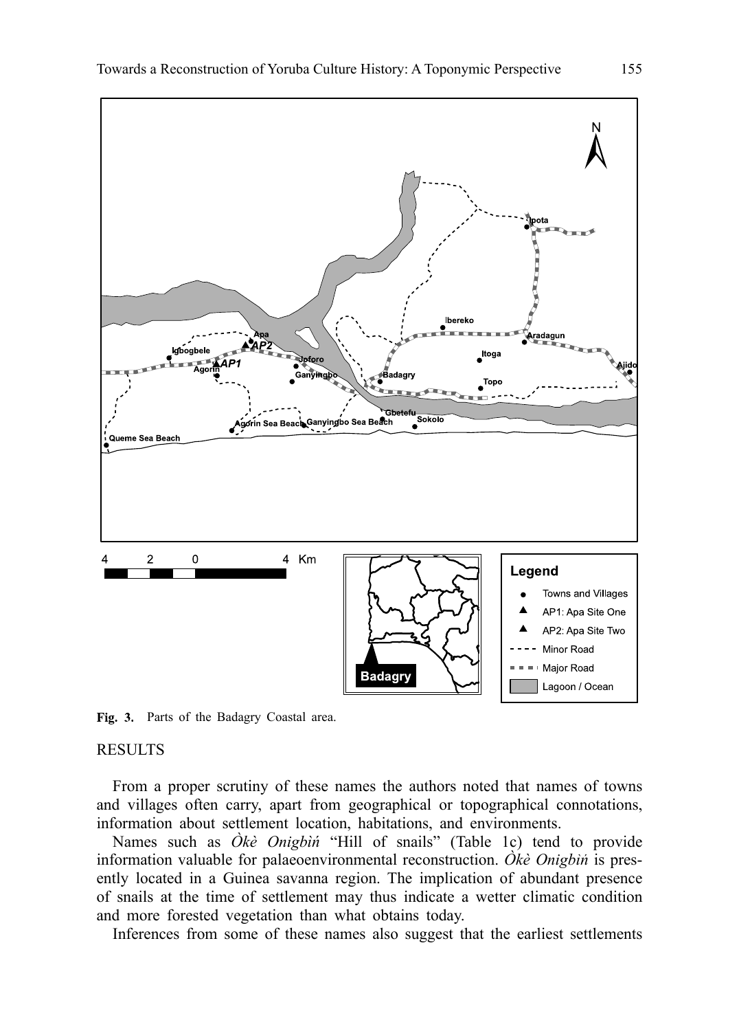**Fig. 3.** Parts of the Badagry Coastal area.

## RESULTS

From a proper scrutiny of these names the authors noted that names of towns and villages often carry, apart from geographical or topographical connotations, information about settlement location, habitations, and environments.

Names such as *Òkè Onigbìń* "Hill of snails" (Table 1c) tend to provide information valuable for palaeoenvironmental reconstruction. *Òkè Onigbìń* is presently located in a Guinea savanna region. The implication of abundant presence of snails at the time of settlement may thus indicate a wetter climatic condition and more forested vegetation than what obtains today.

Inferences from some of these names also suggest that the earliest settlements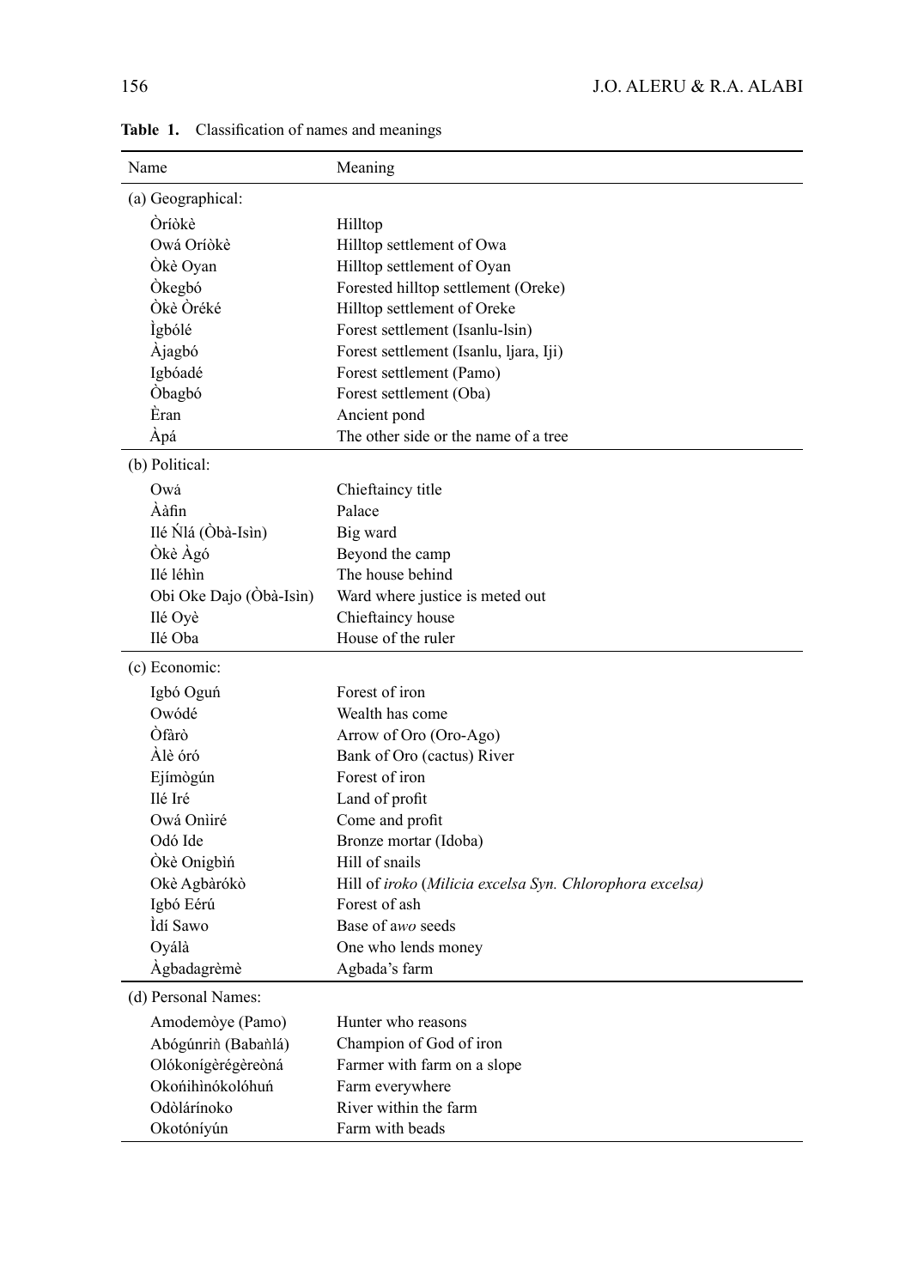**Table 1.** Classification of names and meanings

| Name | Meaning |
| --- | --- |
| (a) Geographical: | |
| Òríòkè | Hilltop |
| Owá Oríòkè | Hilltop settlement of Owa |
| Òkè Oyan | Hilltop settlement of Oyan |
| Òkegbó | Forested hilltop settlement (Oreke) |
| Òkè Òréké | Hilltop settlement of Oreke |
| Ìgbólé | Forest settlement (Isanlu-lsin) |
| Àjagbó | Forest settlement (Isanlu, ljara, Iji) |
| Igbóadé | Forest settlement (Pamo) |
| Òbagbó | Forest settlement (Oba) |
| Èran | Ancient pond |
| Àpá | The other side or the name of a tree |
| (b) Political: | |
| Owá | Chieftaincy title |
| Ààfin | Palace |
| Ilé Ńlá (Òbà-Isìn) | Big ward |
| Òkè Àgó | Beyond the camp |
| Ilé léhìn | The house behind |
| Obi Oke Dajo (Òbà-Isìn) | Ward where justice is meted out |
| Ilé Oyè | Chieftaincy house |
| Ilé Oba | House of the ruler |
| (c) Economic: | |
| Igbó Oguń | Forest of iron |
| Owódé | Wealth has come |
| Òfàrò | Arrow of Oro (Oro-Ago) |
| Àlè óró | Bank of Oro (cactus) River |
| Ejímògún | Forest of iron |
| Ilé Iré | Land of profit |
| Owá Onìiré | Come and profit |
| Odó Ide | Bronze mortar (Idoba) |
| Òkè Onigbìń | Hill of snails |
| Okè Agbàrókò | Hill of *iroko* (*Milicia excelsa Syn. Chlorophora excelsa)* |
| Igbó Eérú | Forest of ash |
| Ìdí Sawo | Base of a*wo* seeds |
| Oyálà | One who lends money |
| Àgbadagrèmè | Agbada's farm |
| (d) Personal Names: | |
| Amodemòye (Pamo) | Hunter who reasons |
| Abógúnriǹ (Babaǹlá) | Champion of God of iron |
| Olókonígèrégèreòná | Farmer with farm on a slope |
| Okońihìnókolóhuń | Farm everywhere |
| Odòlárínoko | River within the farm |
| Okotóníyún | Farm with beads |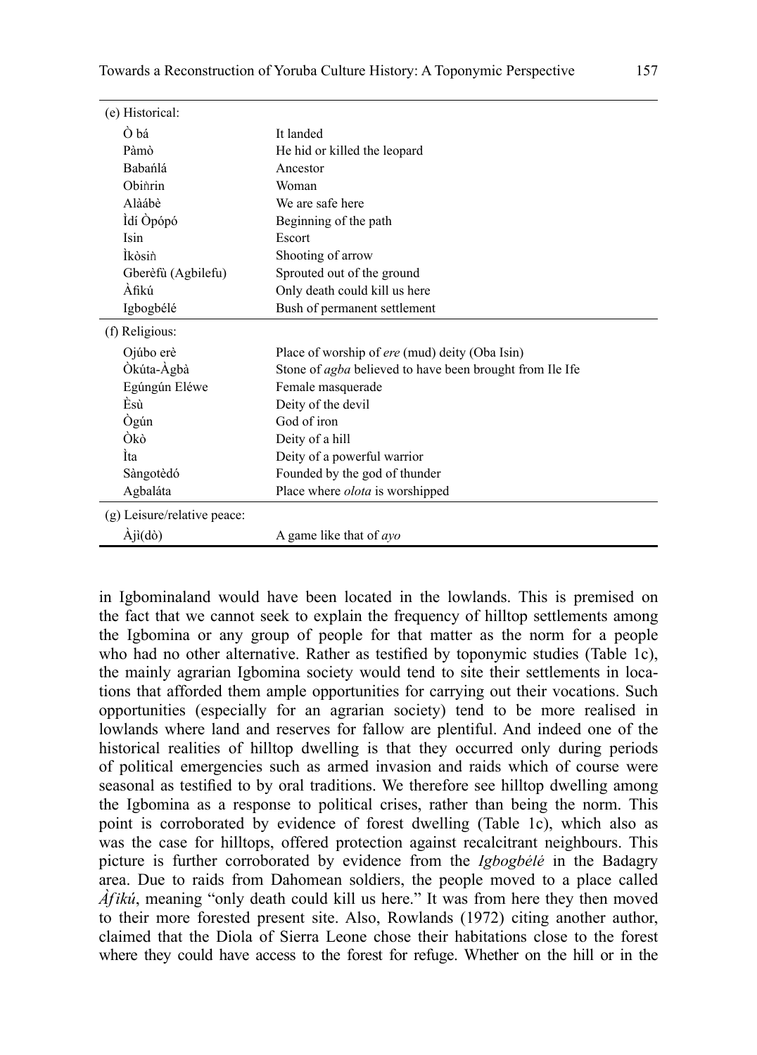| | |
|---|---|
| (e) Historical: | |
| Ò bá | It landed |
| Pàmò | He hid or killed the leopard |
| Babańlá | Ancestor |
| Obìǹrin | Woman |
| Alàábè | We are safe here |
| Ìdí Òpópó | Beginning of the path |
| Isin | Escort |
| Ìkòsiǹ | Shooting of arrow |
| Gberèfù (Agbilefu) | Sprouted out of the ground |
| Àfikú | Only death could kill us here |
| Igbogbélé | Bush of permanent settlement |
| (f) Religious: | |
| Ojúbo erè | Place of worship of *ere* (mud) deity (Oba Isin) |
| Òkúta-Àgbà | Stone of *agba* believed to have been brought from Ile Ife |
| Egúngún Eléwe | Female masquerade |
| Èsù | Deity of the devil |
| Ògún | God of iron |
| Òkò | Deity of a hill |
| Ìta | Deity of a powerful warrior |
| Sàngotèdó | Founded by the god of thunder |
| Agbaláta | Place where *olota* is worshipped |
| (g) Leisure/relative peace: | |
| Àjì(dò) | A game like that of *ayo* |

in Igbominaland would have been located in the lowlands. This is premised on the fact that we cannot seek to explain the frequency of hilltop settlements among the Igbomina or any group of people for that matter as the norm for a people who had no other alternative. Rather as testified by toponymic studies (Table 1c), the mainly agrarian Igbomina society would tend to site their settlements in locations that afforded them ample opportunities for carrying out their vocations. Such opportunities (especially for an agrarian society) tend to be more realised in lowlands where land and reserves for fallow are plentiful. And indeed one of the historical realities of hilltop dwelling is that they occurred only during periods of political emergencies such as armed invasion and raids which of course were seasonal as testified to by oral traditions. We therefore see hilltop dwelling among the Igbomina as a response to political crises, rather than being the norm. This point is corroborated by evidence of forest dwelling (Table 1c), which also as was the case for hilltops, offered protection against recalcitrant neighbours. This picture is further corroborated by evidence from the *Igbogbélé* in the Badagry area. Due to raids from Dahomean soldiers, the people moved to a place called *Àfikú*, meaning "only death could kill us here." It was from here they then moved to their more forested present site. Also, Rowlands (1972) citing another author, claimed that the Diola of Sierra Leone chose their habitations close to the forest where they could have access to the forest for refuge. Whether on the hill or in the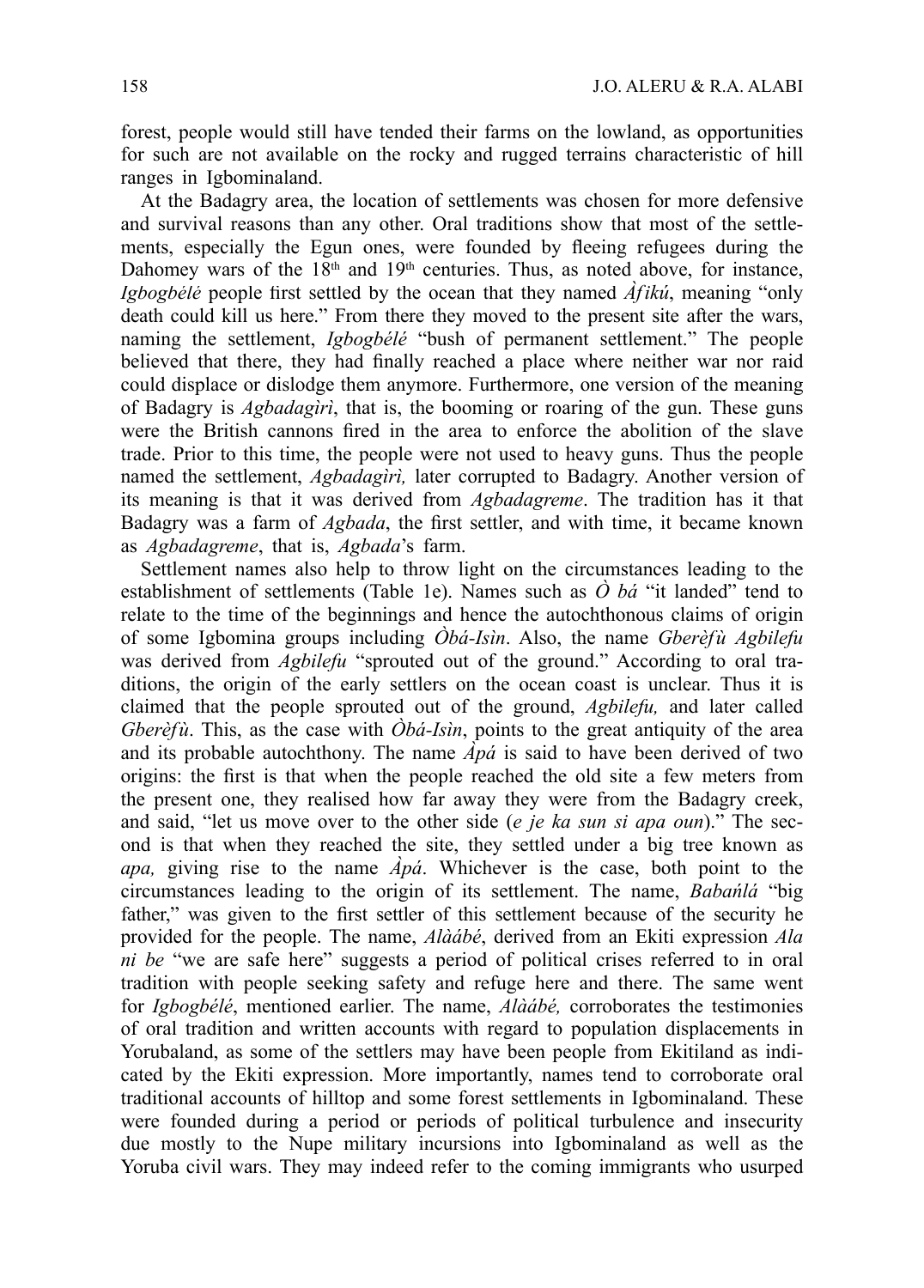forest, people would still have tended their farms on the lowland, as opportunities for such are not available on the rocky and rugged terrains characteristic of hill ranges in Igbominaland.

At the Badagry area, the location of settlements was chosen for more defensive and survival reasons than any other. Oral traditions show that most of the settlements, especially the Egun ones, were founded by fleeing refugees during the Dahomey wars of the 18th and 19th centuries. Thus, as noted above, for instance, *Igbogbélé* people first settled by the ocean that they named *Àfikú*, meaning "only death could kill us here." From there they moved to the present site after the wars, naming the settlement, *Igbogbélé* "bush of permanent settlement." The people believed that there, they had finally reached a place where neither war nor raid could displace or dislodge them anymore. Furthermore, one version of the meaning of Badagry is *Agbadagìrì*, that is, the booming or roaring of the gun. These guns were the British cannons fired in the area to enforce the abolition of the slave trade. Prior to this time, the people were not used to heavy guns. Thus the people named the settlement, *Agbadagìrì,* later corrupted to Badagry. Another version of its meaning is that it was derived from *Agbadagreme*. The tradition has it that Badagry was a farm of *Agbada*, the first settler, and with time, it became known as *Agbadagreme*, that is, *Agbada*'s farm.

Settlement names also help to throw light on the circumstances leading to the establishment of settlements (Table 1e). Names such as *Ò bá* "it landed" tend to relate to the time of the beginnings and hence the autochthonous claims of origin of some Igbomina groups including *Òbá-Isìn*. Also, the name *Gberèfù Agbilefu* was derived from *Agbilefu* "sprouted out of the ground." According to oral traditions, the origin of the early settlers on the ocean coast is unclear. Thus it is claimed that the people sprouted out of the ground, *Agbilefu,* and later called *Gberèfù*. This, as the case with *Òbá-Isìn*, points to the great antiquity of the area and its probable autochthony. The name *Àpá* is said to have been derived of two origins: the first is that when the people reached the old site a few meters from the present one, they realised how far away they were from the Badagry creek, and said, "let us move over to the other side (*e je ka sun si apa oun*)." The second is that when they reached the site, they settled under a big tree known as *apa,* giving rise to the name *Àpá*. Whichever is the case, both point to the circumstances leading to the origin of its settlement. The name, *Babańlá* "big father," was given to the first settler of this settlement because of the security he provided for the people. The name, *Alàábé*, derived from an Ekiti expression *Ala ni be* "we are safe here" suggests a period of political crises referred to in oral tradition with people seeking safety and refuge here and there. The same went for *Igbogbélé*, mentioned earlier. The name, *Alàábé,* corroborates the testimonies of oral tradition and written accounts with regard to population displacements in Yorubaland, as some of the settlers may have been people from Ekitiland as indicated by the Ekiti expression. More importantly, names tend to corroborate oral traditional accounts of hilltop and some forest settlements in Igbominaland. These were founded during a period or periods of political turbulence and insecurity due mostly to the Nupe military incursions into Igbominaland as well as the Yoruba civil wars. They may indeed refer to the coming immigrants who usurped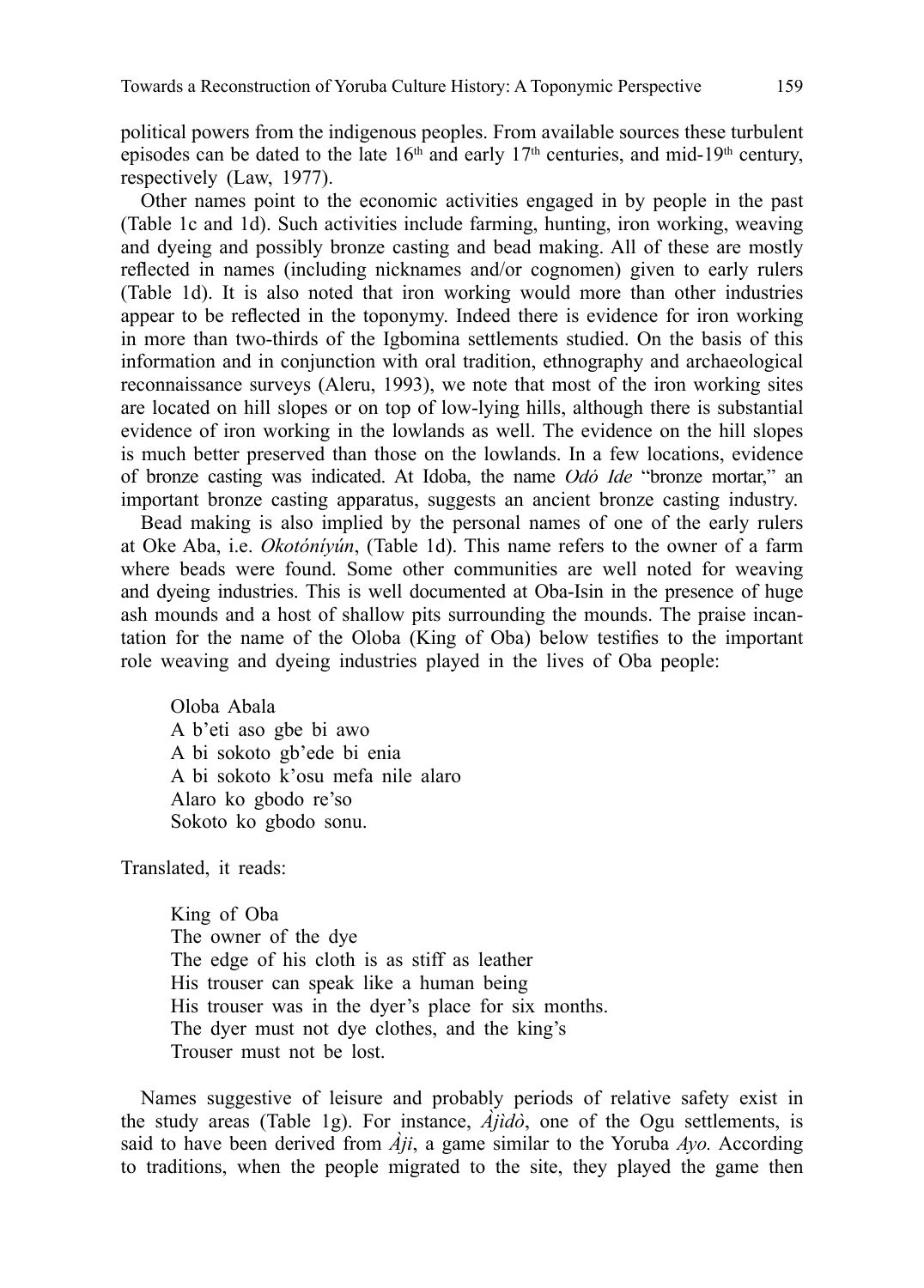political powers from the indigenous peoples. From available sources these turbulent episodes can be dated to the late 16th and early 17th centuries, and mid-19th century, respectively (Law, 1977).

Other names point to the economic activities engaged in by people in the past (Table 1c and 1d). Such activities include farming, hunting, iron working, weaving and dyeing and possibly bronze casting and bead making. All of these are mostly reflected in names (including nicknames and/or cognomen) given to early rulers (Table 1d). It is also noted that iron working would more than other industries appear to be reflected in the toponymy. Indeed there is evidence for iron working in more than two-thirds of the Igbomina settlements studied. On the basis of this information and in conjunction with oral tradition, ethnography and archaeological reconnaissance surveys (Aleru, 1993), we note that most of the iron working sites are located on hill slopes or on top of low-lying hills, although there is substantial evidence of iron working in the lowlands as well. The evidence on the hill slopes is much better preserved than those on the lowlands. In a few locations, evidence of bronze casting was indicated. At Idoba, the name *Odó Ide* "bronze mortar," an important bronze casting apparatus, suggests an ancient bronze casting industry.

Bead making is also implied by the personal names of one of the early rulers at Oke Aba, i.e. *Okotóníyún*, (Table 1d). This name refers to the owner of a farm where beads were found. Some other communities are well noted for weaving and dyeing industries. This is well documented at Oba-Isin in the presence of huge ash mounds and a host of shallow pits surrounding the mounds. The praise incantation for the name of the Oloba (King of Oba) below testifies to the important role weaving and dyeing industries played in the lives of Oba people:

> Oloba Abala
> A b'eti aso gbe bi awo
> A bi sokoto gb'ede bi enia
> A bi sokoto k'osu mefa nile alaro
> Alaro ko gbodo re'so
> Sokoto ko gbodo sonu.

Translated, it reads:

> King of Oba
> The owner of the dye
> The edge of his cloth is as stiff as leather
> His trouser can speak like a human being
> His trouser was in the dyer's place for six months.
> The dyer must not dye clothes, and the king's
> Trouser must not be lost.

Names suggestive of leisure and probably periods of relative safety exist in the study areas (Table 1g). For instance, *Àjìdò*, one of the Ogu settlements, is said to have been derived from *Àji*, a game similar to the Yoruba *Ayo*. According to traditions, when the people migrated to the site, they played the game then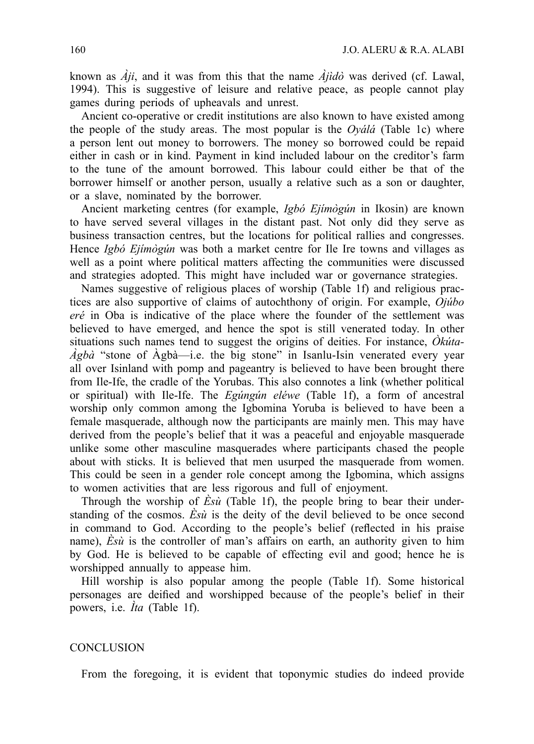known as *Àji*, and it was from this that the name *Àjìdò* was derived (cf. Lawal, 1994). This is suggestive of leisure and relative peace, as people cannot play games during periods of upheavals and unrest.

Ancient co-operative or credit institutions are also known to have existed among the people of the study areas. The most popular is the *Oyálá* (Table 1c) where a person lent out money to borrowers. The money so borrowed could be repaid either in cash or in kind. Payment in kind included labour on the creditor's farm to the tune of the amount borrowed. This labour could either be that of the borrower himself or another person, usually a relative such as a son or daughter, or a slave, nominated by the borrower.

Ancient marketing centres (for example, *Igbó Ejímògún* in Ikosin) are known to have served several villages in the distant past. Not only did they serve as business transaction centres, but the locations for political rallies and congresses. Hence *Igbó Ejímògún* was both a market centre for Ile Ire towns and villages as well as a point where political matters affecting the communities were discussed and strategies adopted. This might have included war or governance strategies.

Names suggestive of religious places of worship (Table 1f) and religious practices are also supportive of claims of autochthony of origin. For example, *Ojúbo eré* in Oba is indicative of the place where the founder of the settlement was believed to have emerged, and hence the spot is still venerated today. In other situations such names tend to suggest the origins of deities. For instance, *Òkúta-Àgbà* "stone of Àgbà—i.e. the big stone" in Isanlu-Isin venerated every year all over Isinland with pomp and pageantry is believed to have been brought there from Ile-Ife, the cradle of the Yorubas. This also connotes a link (whether political or spiritual) with Ile-Ife. The *Egúngún eléwe* (Table 1f), a form of ancestral worship only common among the Igbomina Yoruba is believed to have been a female masquerade, although now the participants are mainly men. This may have derived from the people's belief that it was a peaceful and enjoyable masquerade unlike some other masculine masquerades where participants chased the people about with sticks. It is believed that men usurped the masquerade from women. This could be seen in a gender role concept among the Igbomina, which assigns to women activities that are less rigorous and full of enjoyment.

Through the worship of *Èsù* (Table 1f), the people bring to bear their understanding of the cosmos. *Èsù* is the deity of the devil believed to be once second in command to God. According to the people's belief (reflected in his praise name), *Èsù* is the controller of man's affairs on earth, an authority given to him by God. He is believed to be capable of effecting evil and good; hence he is worshipped annually to appease him.

Hill worship is also popular among the people (Table 1f). Some historical personages are deified and worshipped because of the people's belief in their powers, i.e. *Ìta* (Table 1f).

## CONCLUSION

From the foregoing, it is evident that toponymic studies do indeed provide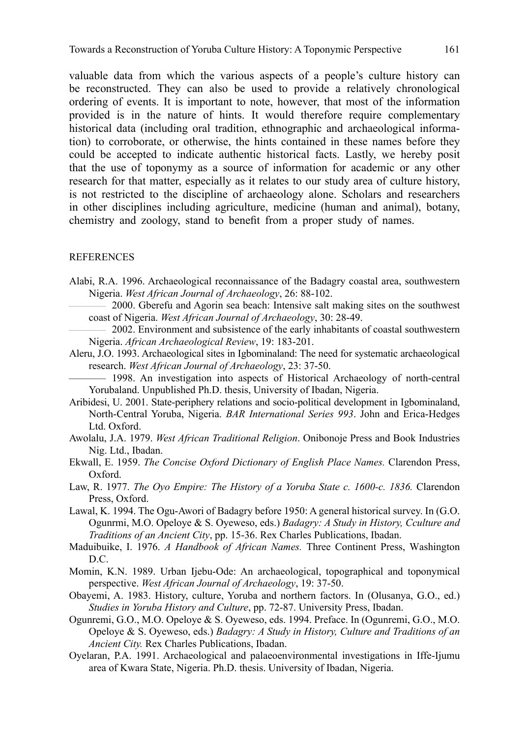valuable data from which the various aspects of a people's culture history can be reconstructed. They can also be used to provide a relatively chronological ordering of events. It is important to note, however, that most of the information provided is in the nature of hints. It would therefore require complementary historical data (including oral tradition, ethnographic and archaeological information) to corroborate, or otherwise, the hints contained in these names before they could be accepted to indicate authentic historical facts. Lastly, we hereby posit that the use of toponymy as a source of information for academic or any other research for that matter, especially as it relates to our study area of culture history, is not restricted to the discipline of archaeology alone. Scholars and researchers in other disciplines including agriculture, medicine (human and animal), botany, chemistry and zoology, stand to benefit from a proper study of names.

## REFERENCES

Alabi, R.A. 1996. Archaeological reconnaissance of the Badagry coastal area, southwestern Nigeria. *West African Journal of Archaeology*, 26: 88-102.

——— 2000. Gberefu and Agorin sea beach: Intensive salt making sites on the southwest coast of Nigeria. *West African Journal of Archaeology*, 30: 28-49.

——— 2002. Environment and subsistence of the early inhabitants of coastal southwestern Nigeria. *African Archaeological Review*, 19: 183-201.

Aleru, J.O. 1993. Archaeological sites in Igbominaland: The need for systematic archaeological research. *West African Journal of Archaeology*, 23: 37-50.

——— 1998. An investigation into aspects of Historical Archaeology of north-central Yorubaland. Unpublished Ph.D. thesis, University of Ibadan, Nigeria.

Aribidesi, U. 2001. State-periphery relations and socio-political development in Igbominaland, North-Central Yoruba, Nigeria. *BAR International Series 993*. John and Erica-Hedges Ltd. Oxford.

Awolalu, J.A. 1979. *West African Traditional Religion*. Onibonoje Press and Book Industries Nig. Ltd., Ibadan.

Ekwall, E. 1959. *The Concise Oxford Dictionary of English Place Names.* Clarendon Press, Oxford.

Law, R. 1977. *The Oyo Empire: The History of a Yoruba State c. 1600-c. 1836.* Clarendon Press, Oxford.

Lawal, K. 1994. The Ogu-Awori of Badagry before 1950: A general historical survey. In (G.O. Ogunrmi, M.O. Opeloye & S. Oyeweso, eds.) *Badagry: A Study in History, Cculture and Traditions of an Ancient City*, pp. 15-36. Rex Charles Publications, Ibadan.

Maduibuike, I. 1976. *A Handbook of African Names.* Three Continent Press, Washington D.C.

Momin, K.N. 1989. Urban Ijebu-Ode: An archaeological, topographical and toponymical perspective. *West African Journal of Archaeology*, 19: 37-50.

Obayemi, A. 1983. History, culture, Yoruba and northern factors. In (Olusanya, G.O., ed.) *Studies in Yoruba History and Culture*, pp. 72-87. University Press, Ibadan.

Ogunremi, G.O., M.O. Opeloye & S. Oyeweso, eds. 1994. Preface. In (Ogunremi, G.O., M.O. Opeloye & S. Oyeweso, eds.) *Badagry: A Study in History, Culture and Traditions of an Ancient City.* Rex Charles Publications, Ibadan.

Oyelaran, P.A. 1991. Archaeological and palaeoenvironmental investigations in Iffe-Ijumu area of Kwara State, Nigeria. Ph.D. thesis. University of Ibadan, Nigeria.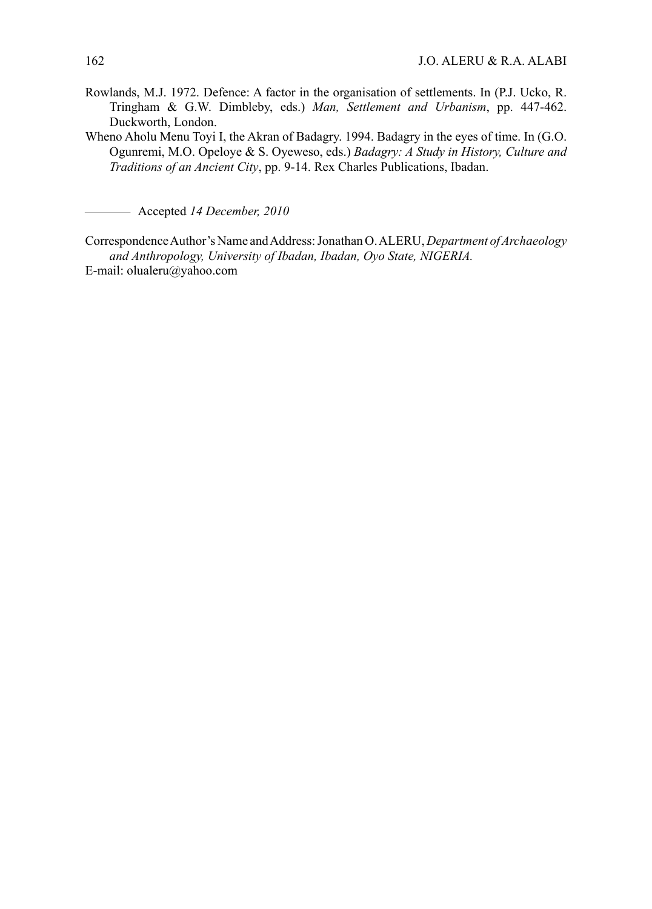Rowlands, M.J. 1972. Defence: A factor in the organisation of settlements. In (P.J. Ucko, R. Tringham & G.W. Dimbleby, eds.) *Man, Settlement and Urbanism*, pp. 447-462. Duckworth, London.

Wheno Aholu Menu Toyi I, the Akran of Badagry. 1994. Badagry in the eyes of time. In (G.O. Ogunremi, M.O. Opeloye & S. Oyeweso, eds.) *Badagry: A Study in History, Culture and Traditions of an Ancient City*, pp. 9-14. Rex Charles Publications, Ibadan.

——— Accepted *14 December, 2010*

Correspondence Author's Name and Address: Jonathan O. ALERU, *Department of Archaeology and Anthropology, University of Ibadan, Ibadan, Oyo State, NIGERIA.*
E-mail: olualeru@yahoo.com